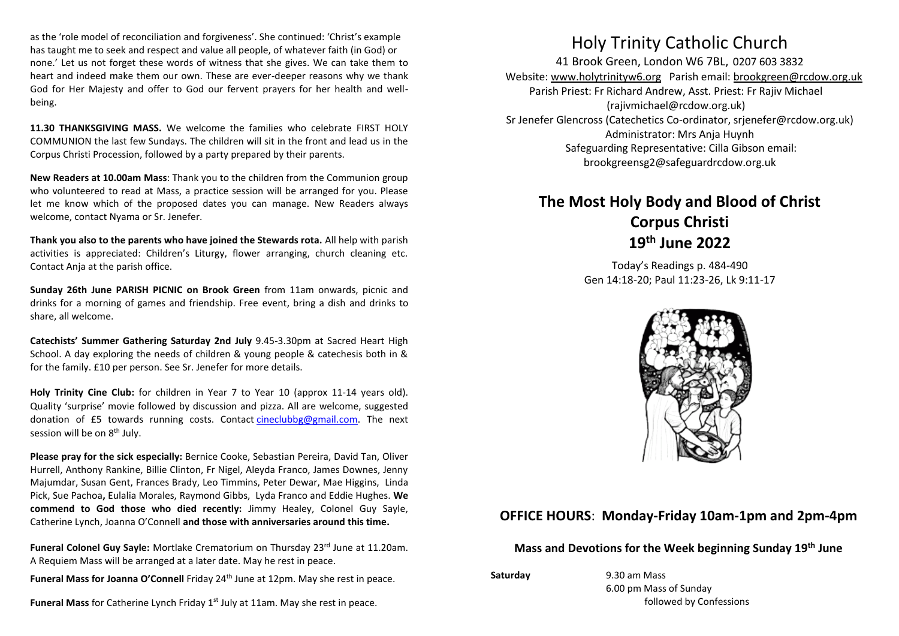as the 'role model of reconciliation and forgiveness'. She continued: 'Christ's example has taught me to seek and respect and value all people, of whatever faith (in God) or none.' Let us not forget these words of witness that she gives. We can take them to heart and indeed make them our own. These are ever-deeper reasons why we thank God for Her Majesty and offer to God our fervent prayers for her health and well-being.

**11.30 THANKSGIVING MASS.** We welcome the families who celebrate FIRST HOLY COMMUNION the last few Sundays. The children will sit in the front and lead us in the Corpus Christi Procession, followed by a party prepared by their parents.

**New Readers at 10.00am Mass**: Thank you to the children from the Communion group who volunteered to read at Mass, a practice session will be arranged for you. Please let me know which of the proposed dates you can manage. New Readers always welcome, contact Nyama or Sr. Jenefer.

**Thank you also to the parents who have joined the Stewards rota.** All help with parish activities is appreciated: Children's Liturgy, flower arranging, church cleaning etc. Contact Anja at the parish office.

**Sunday 26th June PARISH PICNIC on Brook Green** from 11am onwards, picnic and drinks for a morning of games and friendship. Free event, bring a dish and drinks to share, all welcome.

**Catechists' Summer Gathering Saturday 2nd July** 9.45-3.30pm at Sacred Heart High School. A day exploring the needs of children & young people & catechesis both in & for the family. £10 per person. See Sr. Jenefer for more details.

**Holy Trinity Cine Club:** for children in Year 7 to Year 10 (approx 11-14 years old). Quality 'surprise' movie followed by discussion and pizza. All are welcome, suggested donation of £5 towards running costs. Contact cineclubbg@gmail.com. The next session will be on 8th July.

**Please pray for the sick especially:** Bernice Cooke, Sebastian Pereira, David Tan, Oliver Hurrell, Anthony Rankine, Billie Clinton, Fr Nigel, Aleyda Franco, James Downes, Jenny Majumdar, Susan Gent, Frances Brady, Leo Timmins, Peter Dewar, Mae Higgins, Linda Pick, Sue Pachoa**,** Eulalia Morales, Raymond Gibbs, Lyda Franco and Eddie Hughes. **We commend to God those who died recently:** Jimmy Healey, Colonel Guy Sayle, Catherine Lynch, Joanna O'Connell **and those with anniversaries around this time.**

**Funeral Colonel Guy Sayle:** Mortlake Crematorium on Thursday 23rd June at 11.20am. A Requiem Mass will be arranged at a later date. May he rest in peace.

**Funeral Mass for Joanna O'Connell** Friday 24th June at 12pm. May she rest in peace.

**Funeral Mass** for Catherine Lynch Friday 1st July at 11am. May she rest in peace.

# Holy Trinity Catholic Church

41 Brook Green, London W6 7BL, 0207 603 3832
Website: www.holytrinityw6.org Parish email: brookgreen@rcdow.org.uk
Parish Priest: Fr Richard Andrew, Asst. Priest: Fr Rajiv Michael (rajivmichael@rcdow.org.uk)
Sr Jenefer Glencross (Catechetics Co-ordinator, srjenefer@rcdow.org.uk)
Administrator: Mrs Anja Huynh
Safeguarding Representative: Cilla Gibson email: brookgreensg2@safeguardrcdow.org.uk

## The Most Holy Body and Blood of Christ
## Corpus Christi
## 19th June 2022

Today's Readings p. 484-490
Gen 14:18-20; Paul 11:23-26, Lk 9:11-17

## OFFICE HOURS: Monday-Friday 10am-1pm and 2pm-4pm

### Mass and Devotions for the Week beginning Sunday 19th June

**Saturday** 9.30 am Mass
6.00 pm Mass of Sunday
followed by Confessions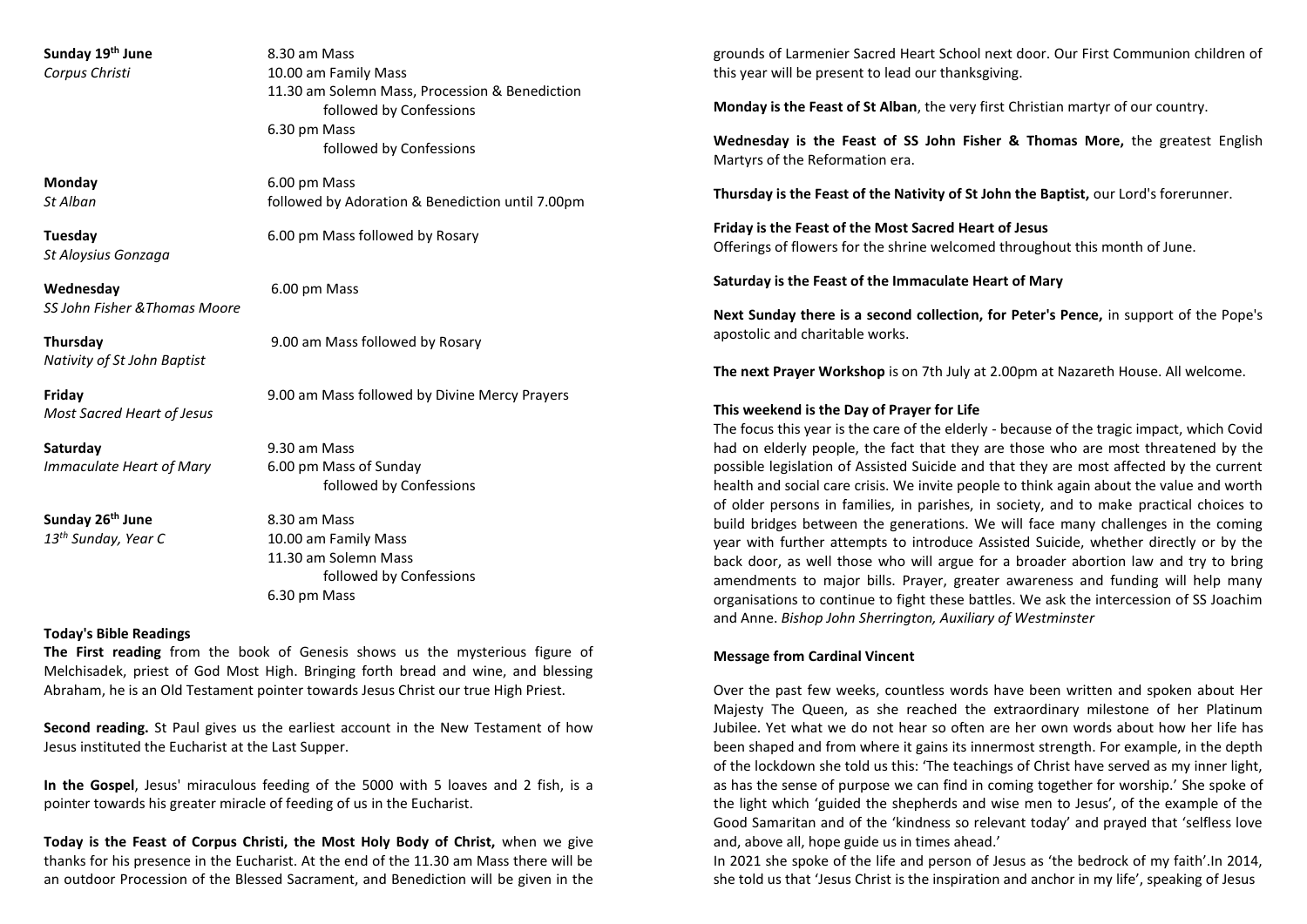| | |
|---|---|
| **Sunday 19th June**<br>*Corpus Christi* | 8.30 am Mass<br>10.00 am Family Mass<br>11.30 am Solemn Mass, Procession & Benediction followed by Confessions<br>6.30 pm Mass followed by Confessions |
| **Monday**<br>*St Alban* | 6.00 pm Mass<br>followed by Adoration & Benediction until 7.00pm |
| **Tuesday**<br>*St Aloysius Gonzaga* | 6.00 pm Mass followed by Rosary |
| **Wednesday**<br>*SS John Fisher &Thomas Moore* | 6.00 pm Mass |
| **Thursday**<br>*Nativity of St John Baptist* | 9.00 am Mass followed by Rosary |
| **Friday**<br>*Most Sacred Heart of Jesus* | 9.00 am Mass followed by Divine Mercy Prayers |
| **Saturday**<br>*Immaculate Heart of Mary* | 9.30 am Mass<br>6.00 pm Mass of Sunday followed by Confessions |
| **Sunday 26th June**<br>*13th Sunday, Year C* | 8.30 am Mass<br>10.00 am Family Mass<br>11.30 am Solemn Mass followed by Confessions<br>6.30 pm Mass |

**Today's Bible Readings**

**The First reading** from the book of Genesis shows us the mysterious figure of Melchisadek, priest of God Most High. Bringing forth bread and wine, and blessing Abraham, he is an Old Testament pointer towards Jesus Christ our true High Priest.

**Second reading.** St Paul gives us the earliest account in the New Testament of how Jesus instituted the Eucharist at the Last Supper.

**In the Gospel**, Jesus' miraculous feeding of the 5000 with 5 loaves and 2 fish, is a pointer towards his greater miracle of feeding of us in the Eucharist.

**Today is the Feast of Corpus Christi, the Most Holy Body of Christ,** when we give thanks for his presence in the Eucharist. At the end of the 11.30 am Mass there will be an outdoor Procession of the Blessed Sacrament, and Benediction will be given in the grounds of Larmenier Sacred Heart School next door. Our First Communion children of this year will be present to lead our thanksgiving.

**Monday is the Feast of St Alban**, the very first Christian martyr of our country.

**Wednesday is the Feast of SS John Fisher & Thomas More,** the greatest English Martyrs of the Reformation era.

**Thursday is the Feast of the Nativity of St John the Baptist,** our Lord's forerunner.

**Friday is the Feast of the Most Sacred Heart of Jesus**
Offerings of flowers for the shrine welcomed throughout this month of June.

**Saturday is the Feast of the Immaculate Heart of Mary**

**Next Sunday there is a second collection, for Peter's Pence,** in support of the Pope's apostolic and charitable works.

**The next Prayer Workshop** is on 7th July at 2.00pm at Nazareth House. All welcome.

**This weekend is the Day of Prayer for Life**

The focus this year is the care of the elderly - because of the tragic impact, which Covid had on elderly people, the fact that they are those who are most threatened by the possible legislation of Assisted Suicide and that they are most affected by the current health and social care crisis. We invite people to think again about the value and worth of older persons in families, in parishes, in society, and to make practical choices to build bridges between the generations. We will face many challenges in the coming year with further attempts to introduce Assisted Suicide, whether directly or by the back door, as well those who will argue for a broader abortion law and try to bring amendments to major bills. Prayer, greater awareness and funding will help many organisations to continue to fight these battles. We ask the intercession of SS Joachim and Anne. *Bishop John Sherrington, Auxiliary of Westminster*

**Message from Cardinal Vincent**

Over the past few weeks, countless words have been written and spoken about Her Majesty The Queen, as she reached the extraordinary milestone of her Platinum Jubilee. Yet what we do not hear so often are her own words about how her life has been shaped and from where it gains its innermost strength. For example, in the depth of the lockdown she told us this: 'The teachings of Christ have served as my inner light, as has the sense of purpose we can find in coming together for worship.' She spoke of the light which 'guided the shepherds and wise men to Jesus', of the example of the Good Samaritan and of the 'kindness so relevant today' and prayed that 'selfless love and, above all, hope guide us in times ahead.'

In 2021 she spoke of the life and person of Jesus as 'the bedrock of my faith'.In 2014, she told us that 'Jesus Christ is the inspiration and anchor in my life', speaking of Jesus